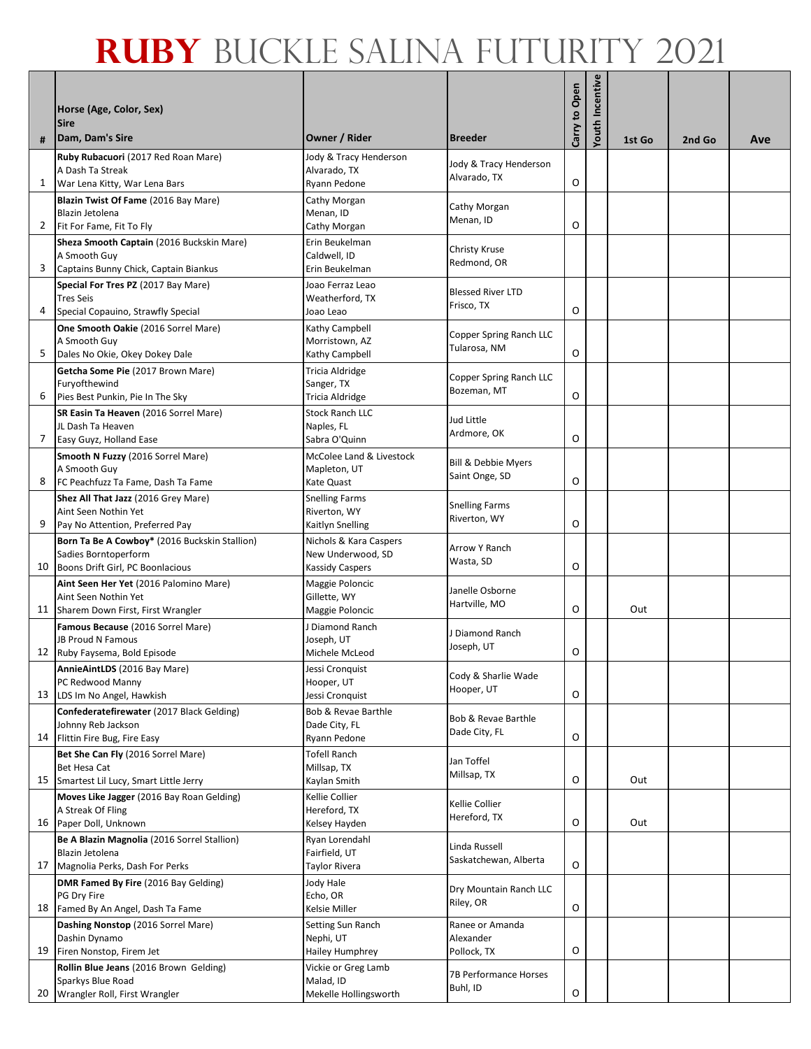# RUBY BUCKLE SALINA FUTURITY 2021

| # | Horse (Age, Color, Sex)<br>Sire<br>Dam, Dam's Sire | Owner / Rider | Breeder | Carry to Open | Youth Incentive | 1st Go | 2nd Go | Ave |
|---|---|---|---|---|---|---|---|---|
| 1 | **Ruby Rubacuori** (2017 Red Roan Mare)<br>A Dash Ta Streak<br>War Lena Kitty, War Lena Bars | Jody & Tracy Henderson<br>Alvarado, TX<br>Ryann Pedone | Jody & Tracy Henderson<br>Alvarado, TX | O | | | | |
| 2 | **Blazin Twist Of Fame** (2016 Bay Mare)<br>Blazin Jetolena<br>Fit For Fame, Fit To Fly | Cathy Morgan<br>Menan, ID<br>Cathy Morgan | Cathy Morgan<br>Menan, ID | O | | | | |
| 3 | **Sheza Smooth Captain** (2016 Buckskin Mare)<br>A Smooth Guy<br>Captains Bunny Chick, Captain Biankus | Erin Beukelman<br>Caldwell, ID<br>Erin Beukelman | Christy Kruse<br>Redmond, OR | | | | | |
| 4 | **Special For Tres PZ** (2017 Bay Mare)<br>Tres Seis<br>Special Copauino, Strawfly Special | Joao Ferraz Leao<br>Weatherford, TX<br>Joao Leao | Blessed River LTD<br>Frisco, TX | O | | | | |
| 5 | **One Smooth Oakie** (2016 Sorrel Mare)<br>A Smooth Guy<br>Dales No Okie, Okey Dokey Dale | Kathy Campbell<br>Morristown, AZ<br>Kathy Campbell | Copper Spring Ranch LLC<br>Tularosa, NM | O | | | | |
| 6 | **Getcha Some Pie** (2017 Brown Mare)<br>Furyofthewind<br>Pies Best Punkin, Pie In The Sky | Tricia Aldridge<br>Sanger, TX<br>Tricia Aldridge | Copper Spring Ranch LLC<br>Bozeman, MT | O | | | | |
| 7 | **SR Easin Ta Heaven** (2016 Sorrel Mare)<br>JL Dash Ta Heaven<br>Easy Guyz, Holland Ease | Stock Ranch LLC<br>Naples, FL<br>Sabra O'Quinn | Jud Little<br>Ardmore, OK | O | | | | |
| 8 | **Smooth N Fuzzy** (2016 Sorrel Mare)<br>A Smooth Guy<br>FC Peachfuzz Ta Fame, Dash Ta Fame | McColee Land & Livestock<br>Mapleton, UT<br>Kate Quast | Bill & Debbie Myers<br>Saint Onge, SD | O | | | | |
| 9 | **Shez All That Jazz** (2016 Grey Mare)<br>Aint Seen Nothin Yet<br>Pay No Attention, Preferred Pay | Snelling Farms<br>Riverton, WY<br>Kaitlyn Snelling | Snelling Farms<br>Riverton, WY | O | | | | |
| 10 | **Born Ta Be A Cowboy*** (2016 Buckskin Stallion)<br>Sadies Borntoperform<br>Boons Drift Girl, PC Boonlacious | Nichols & Kara Caspers<br>New Underwood, SD<br>Kassidy Caspers | Arrow Y Ranch<br>Wasta, SD | O | | | | |
| 11 | **Aint Seen Her Yet** (2016 Palomino Mare)<br>Aint Seen Nothin Yet<br>Sharem Down First, First Wrangler | Maggie Poloncic<br>Gillette, WY<br>Maggie Poloncic | Janelle Osborne<br>Hartville, MO | O | | Out | | |
| 12 | **Famous Because** (2016 Sorrel Mare)<br>JB Proud N Famous<br>Ruby Faysema, Bold Episode | J Diamond Ranch<br>Joseph, UT<br>Michele McLeod | J Diamond Ranch<br>Joseph, UT | O | | | | |
| 13 | **AnnieAintLDS** (2016 Bay Mare)<br>PC Redwood Manny<br>LDS Im No Angel, Hawkish | Jessi Cronquist<br>Hooper, UT<br>Jessi Cronquist | Cody & Sharlie Wade<br>Hooper, UT | O | | | | |
| 14 | **Confederatefirewater** (2017 Black Gelding)<br>Johnny Reb Jackson<br>Flittin Fire Bug, Fire Easy | Bob & Revae Barthle<br>Dade City, FL<br>Ryann Pedone | Bob & Revae Barthle<br>Dade City, FL | O | | | | |
| 15 | **Bet She Can Fly** (2016 Sorrel Mare)<br>Bet Hesa Cat<br>Smartest Lil Lucy, Smart Little Jerry | Tofell Ranch<br>Millsap, TX<br>Kaylan Smith | Jan Toffel<br>Millsap, TX | O | | Out | | |
| 16 | **Moves Like Jagger** (2016 Bay Roan Gelding)<br>A Streak Of Fling<br>Paper Doll, Unknown | Kellie Collier<br>Hereford, TX<br>Kelsey Hayden | Kellie Collier<br>Hereford, TX | O | | Out | | |
| 17 | **Be A Blazin Magnolia** (2016 Sorrel Stallion)<br>Blazin Jetolena<br>Magnolia Perks, Dash For Perks | Ryan Lorendahl<br>Fairfield, UT<br>Taylor Rivera | Linda Russell<br>Saskatchewan, Alberta | O | | | | |
| 18 | **DMR Famed By Fire** (2016 Bay Gelding)<br>PG Dry Fire<br>Famed By An Angel, Dash Ta Fame | Jody Hale<br>Echo, OR<br>Kelsie Miller | Dry Mountain Ranch LLC<br>Riley, OR | O | | | | |
| 19 | **Dashing Nonstop** (2016 Sorrel Mare)<br>Dashin Dynamo<br>Firen Nonstop, Firem Jet | Setting Sun Ranch<br>Nephi, UT<br>Hailey Humphrey | Ranee or Amanda Alexander<br>Pollock, TX | O | | | | |
| 20 | **Rollin Blue Jeans** (2016 Brown Gelding)<br>Sparkys Blue Road<br>Wrangler Roll, First Wrangler | Vickie or Greg Lamb<br>Malad, ID<br>Mekelle Hollingsworth | 7B Performance Horses<br>Buhl, ID | O | | | | |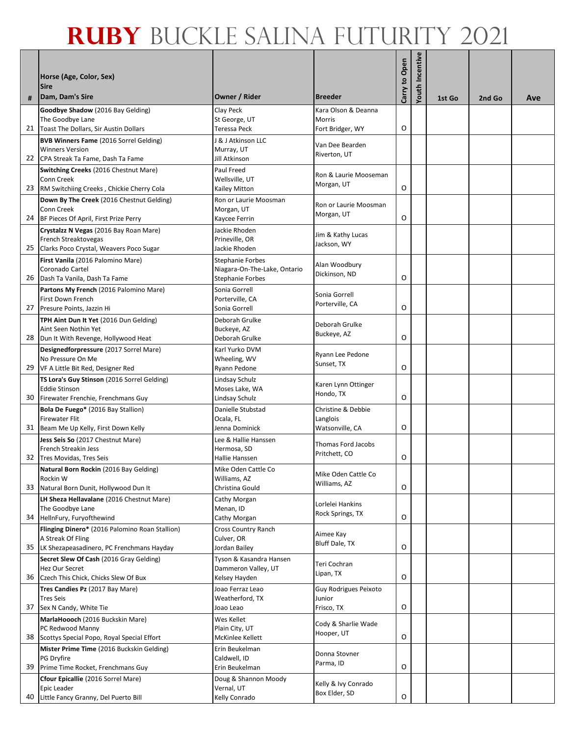# RUBY BUCKLE SALINA FUTURITY 2021

| # | Horse (Age, Color, Sex)<br>Sire<br>Dam, Dam's Sire | Owner / Rider | Breeder | Carry to Open | Youth Incentive | 1st Go | 2nd Go | Ave |
|---|---|---|---|---|---|---|---|---|
| 21 | **Goodbye Shadow** (2016 Bay Gelding)<br>The Goodbye Lane<br>Toast The Dollars, Sir Austin Dollars | Clay Peck<br>St George, UT<br>Teressa Peck | Kara Olson & Deanna Morris<br>Fort Bridger, WY | O | | | | |
| 22 | **BVB Winners Fame** (2016 Sorrel Gelding)<br>Winners Version<br>CPA Streak Ta Fame, Dash Ta Fame | J & J Atkinson LLC<br>Murray, UT<br>Jill Atkinson | Van Dee Bearden<br>Riverton, UT | | | | | |
| 23 | **Switching Creeks** (2016 Chestnut Mare)<br>Conn Creek<br>RM Switchiing Creeks , Chickie Cherry Cola | Paul Freed<br>Wellsville, UT<br>Kailey Mitton | Ron & Laurie Mooseman<br>Morgan, UT | O | | | | |
| 24 | **Down By The Creek** (2016 Chestnut Gelding)<br>Conn Creek<br>BF Pieces Of April, First Prize Perry | Ron or Laurie Moosman<br>Morgan, UT<br>Kaycee Ferrin | Ron or Laurie Moosman<br>Morgan, UT | O | | | | |
| 25 | **Crystalzz N Vegas** (2016 Bay Roan Mare)<br>French Streaktovegas<br>Clarks Poco Crystal, Weavers Poco Sugar | Jackie Rhoden<br>Prineville, OR<br>Jackie Rhoden | Jim & Kathy Lucas<br>Jackson, WY | | | | | |
| 26 | **First Vanila** (2016 Palomino Mare)<br>Coronado Cartel<br>Dash Ta Vanila, Dash Ta Fame | Stephanie Forbes<br>Niagara-On-The-Lake, Ontario<br>Stephanie Forbes | Alan Woodbury<br>Dickinson, ND | O | | | | |
| 27 | **Partons My French** (2016 Palomino Mare)<br>First Down French<br>Presure Points, Jazzin Hi | Sonia Gorrell<br>Porterville, CA<br>Sonia Gorrell | Sonia Gorrell<br>Porterville, CA | O | | | | |
| 28 | **TPH Aint Dun It Yet** (2016 Dun Gelding)<br>Aint Seen Nothin Yet<br>Dun It With Revenge, Hollywood Heat | Deborah Grulke<br>Buckeye, AZ<br>Deborah Grulke | Deborah Grulke<br>Buckeye, AZ | O | | | | |
| 29 | **Designedforpressure** (2017 Sorrel Mare)<br>No Pressure On Me<br>VF A Little Bit Red, Designer Red | Karl Yurko DVM<br>Wheeling, WV<br>Ryann Pedone | Ryann Lee Pedone<br>Sunset, TX | O | | | | |
| 30 | **TS Lora's Guy Stinson** (2016 Sorrel Gelding)<br>Eddie Stinson<br>Firewater Frenchie, Frenchmans Guy | Lindsay Schulz<br>Moses Lake, WA<br>Lindsay Schulz | Karen Lynn Ottinger<br>Hondo, TX | O | | | | |
| 31 | **Bola De Fuego*** (2016 Bay Stallion)<br>Firewater Flit<br>Beam Me Up Kelly, First Down Kelly | Danielle Stubstad<br>Ocala, FL<br>Jenna Dominick | Christine & Debbie Langlois<br>Watsonville, CA | O | | | | |
| 32 | **Jess Seis So** (2017 Chestnut Mare)<br>French Streakin Jess<br>Tres Movidas, Tres Seis | Lee & Hallie Hanssen<br>Hermosa, SD<br>Hallie Hanssen | Thomas Ford Jacobs<br>Pritchett, CO | O | | | | |
| 33 | **Natural Born Rockin** (2016 Bay Gelding)<br>Rockin W<br>Natural Born Dunit, Hollywood Dun It | Mike Oden Cattle Co<br>Williams, AZ<br>Christina Gould | Mike Oden Cattle Co<br>Williams, AZ | O | | | | |
| 34 | **LH Sheza Hellavalane** (2016 Chestnut Mare)<br>The Goodbye Lane<br>HellnFury, Furyofthewind | Cathy Morgan<br>Menan, ID<br>Cathy Morgan | Lorlelei Hankins<br>Rock Springs, TX | O | | | | |
| 35 | **Flinging Dinero*** (2016 Palomino Roan Stallion)<br>A Streak Of Fling<br>LK Shezapeasadinero, PC Frenchmans Hayday | Cross Country Ranch<br>Culver, OR<br>Jordan Bailey | Aimee Kay<br>Bluff Dale, TX | O | | | | |
| 36 | **Secret Slew Of Cash** (2016 Gray Gelding)<br>Hez Our Secret<br>Czech This Chick, Chicks Slew Of Bux | Tyson & Kasandra Hansen<br>Dammeron Valley, UT<br>Kelsey Hayden | Teri Cochran<br>Lipan, TX | O | | | | |
| 37 | **Tres Candies Pz** (2017 Bay Mare)<br>Tres Seis<br>Sex N Candy, White Tie | Joao Ferraz Leao<br>Weatherford, TX<br>Joao Leao | Guy Rodrigues Peixoto Junior<br>Frisco, TX | O | | | | |
| 38 | **MarlaHoooch** (2016 Buckskin Mare)<br>PC Redwood Manny<br>Scottys Special Popo, Royal Special Effort | Wes Kellet<br>Plain City, UT<br>McKinlee Kellett | Cody & Sharlie Wade<br>Hooper, UT | O | | | | |
| 39 | **Mister Prime Time** (2016 Buckskin Gelding)<br>PG Dryfire<br>Prime Time Rocket, Frenchmans Guy | Erin Beukelman<br>Caldwell, ID<br>Erin Beukelman | Donna Stovner<br>Parma, ID | O | | | | |
| 40 | **Cfour Epicallie** (2016 Sorrel Mare)<br>Epic Leader<br>Little Fancy Granny, Del Puerto Bill | Doug & Shannon Moody<br>Vernal, UT<br>Kelly Conrado | Kelly & Ivy Conrado<br>Box Elder, SD | O | | | | |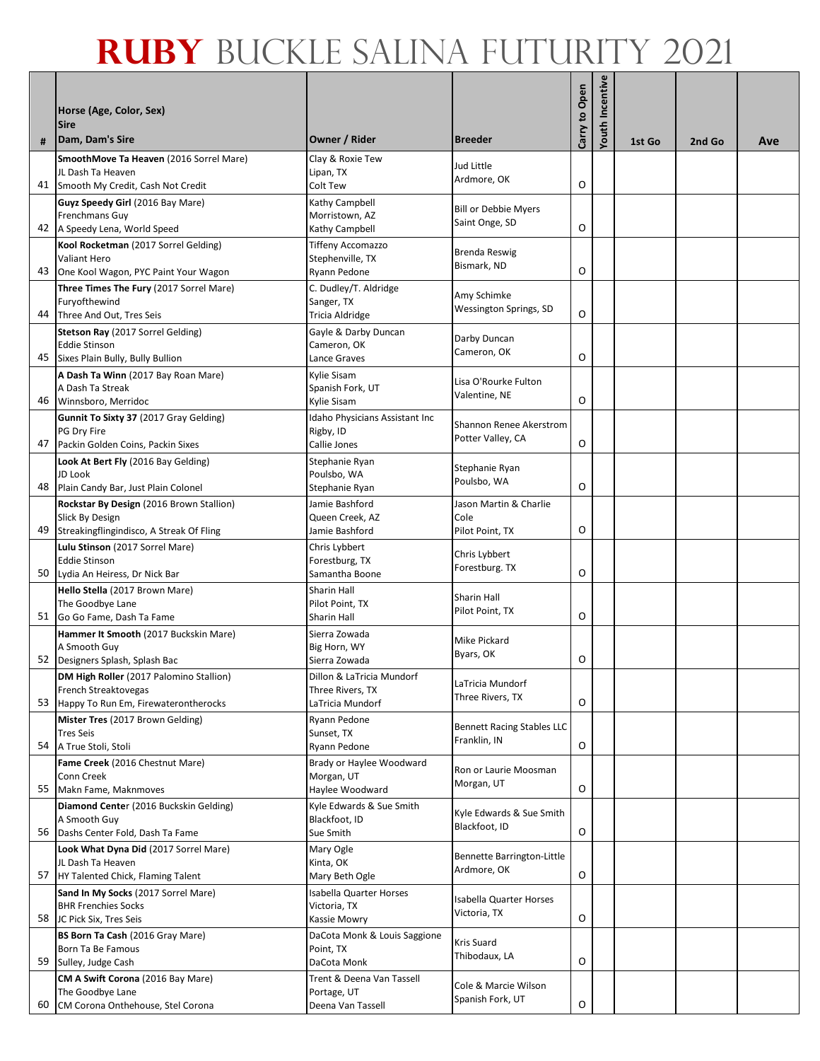# RUBY BUCKLE SALINA FUTURITY 2021

| # | Horse (Age, Color, Sex)<br>Sire<br>Dam, Dam's Sire | Owner / Rider | Breeder | Carry to Open | Youth Incentive | 1st Go | 2nd Go | Ave |
|---|---|---|---|---|---|---|---|---|
| 41 | **SmoothMove Ta Heaven** (2016 Sorrel Mare)<br>JL Dash Ta Heaven<br>Smooth My Credit, Cash Not Credit | Clay & Roxie Tew<br>Lipan, TX<br>Colt Tew | Jud Little<br>Ardmore, OK | O | | | | |
| 42 | **Guyz Speedy Girl** (2016 Bay Mare)<br>Frenchmans Guy<br>A Speedy Lena, World Speed | Kathy Campbell<br>Morristown, AZ<br>Kathy Campbell | Bill or Debbie Myers<br>Saint Onge, SD | O | | | | |
| 43 | **Kool Rocketman** (2017 Sorrel Gelding)<br>Valiant Hero<br>One Kool Wagon, PYC Paint Your Wagon | Tiffeny Accomazzo<br>Stephenville, TX<br>Ryann Pedone | Brenda Reswig<br>Bismark, ND | O | | | | |
| 44 | **Three Times The Fury** (2017 Sorrel Mare)<br>Furyofthewind<br>Three And Out, Tres Seis | C. Dudley/T. Aldridge<br>Sanger, TX<br>Tricia Aldridge | Amy Schimke<br>Wessington Springs, SD | O | | | | |
| 45 | **Stetson Ray** (2017 Sorrel Gelding)<br>Eddie Stinson<br>Sixes Plain Bully, Bully Bullion | Gayle & Darby Duncan<br>Cameron, OK<br>Lance Graves | Darby Duncan<br>Cameron, OK | O | | | | |
| 46 | **A Dash Ta Winn** (2017 Bay Roan Mare)<br>A Dash Ta Streak<br>Winnsboro, Merridoc | Kylie Sisam<br>Spanish Fork, UT<br>Kylie Sisam | Lisa O'Rourke Fulton<br>Valentine, NE | O | | | | |
| 47 | **Gunnit To Sixty 37** (2017 Gray Gelding)<br>PG Dry Fire<br>Packin Golden Coins, Packin Sixes | Idaho Physicians Assistant Inc<br>Rigby, ID<br>Callie Jones | Shannon Renee Akerstrom<br>Potter Valley, CA | O | | | | |
| 48 | **Look At Bert Fly** (2016 Bay Gelding)<br>JD Look<br>Plain Candy Bar, Just Plain Colonel | Stephanie Ryan<br>Poulsbo, WA<br>Stephanie Ryan | Stephanie Ryan<br>Poulsbo, WA | O | | | | |
| 49 | **Rockstar By Design** (2016 Brown Stallion)<br>Slick By Design<br>Streakingflingindisco, A Streak Of Fling | Jamie Bashford<br>Queen Creek, AZ<br>Jamie Bashford | Jason Martin & Charlie Cole<br>Pilot Point, TX | O | | | | |
| 50 | **Lulu Stinson** (2017 Sorrel Mare)<br>Eddie Stinson<br>Lydia An Heiress, Dr Nick Bar | Chris Lybbert<br>Forestburg, TX<br>Samantha Boone | Chris Lybbert<br>Forestburg. TX | O | | | | |
| 51 | **Hello Stella** (2017 Brown Mare)<br>The Goodbye Lane<br>Go Go Fame, Dash Ta Fame | Sharin Hall<br>Pilot Point, TX<br>Sharin Hall | Sharin Hall<br>Pilot Point, TX | O | | | | |
| 52 | **Hammer It Smooth** (2017 Buckskin Mare)<br>A Smooth Guy<br>Designers Splash, Splash Bac | Sierra Zowada<br>Big Horn, WY<br>Sierra Zowada | Mike Pickard<br>Byars, OK | O | | | | |
| 53 | **DM High Roller** (2017 Palomino Stallion)<br>French Streaktovegas<br>Happy To Run Em, Firewaterontherocks | Dillon & LaTricia Mundorf<br>Three Rivers, TX<br>LaTricia Mundorf | LaTricia Mundorf<br>Three Rivers, TX | O | | | | |
| 54 | **Mister Tres** (2017 Brown Gelding)<br>Tres Seis<br>A True Stoli, Stoli | Ryann Pedone<br>Sunset, TX<br>Ryann Pedone | Bennett Racing Stables LLC<br>Franklin, IN | O | | | | |
| 55 | **Fame Creek** (2016 Chestnut Mare)<br>Conn Creek<br>Makn Fame, Maknmoves | Brady or Haylee Woodward<br>Morgan, UT<br>Haylee Woodward | Ron or Laurie Moosman<br>Morgan, UT | O | | | | |
| 56 | **Diamond Center** (2016 Buckskin Gelding)<br>A Smooth Guy<br>Dashs Center Fold, Dash Ta Fame | Kyle Edwards & Sue Smith<br>Blackfoot, ID<br>Sue Smith | Kyle Edwards & Sue Smith<br>Blackfoot, ID | O | | | | |
| 57 | **Look What Dyna Did** (2017 Sorrel Mare)<br>JL Dash Ta Heaven<br>HY Talented Chick, Flaming Talent | Mary Ogle<br>Kinta, OK<br>Mary Beth Ogle | Bennette Barrington-Little<br>Ardmore, OK | O | | | | |
| 58 | **Sand In My Socks** (2017 Sorrel Mare)<br>BHR Frenchies Socks<br>JC Pick Six, Tres Seis | Isabella Quarter Horses<br>Victoria, TX<br>Kassie Mowry | Isabella Quarter Horses<br>Victoria, TX | O | | | | |
| 59 | **BS Born Ta Cash** (2016 Gray Mare)<br>Born Ta Be Famous<br>Sulley, Judge Cash | DaCota Monk & Louis Saggione<br>Point, TX<br>DaCota Monk | Kris Suard<br>Thibodaux, LA | O | | | | |
| 60 | **CM A Swift Corona** (2016 Bay Mare)<br>The Goodbye Lane<br>CM Corona Onthehouse, Stel Corona | Trent & Deena Van Tassell<br>Portage, UT<br>Deena Van Tassell | Cole & Marcie Wilson<br>Spanish Fork, UT | O | | | | |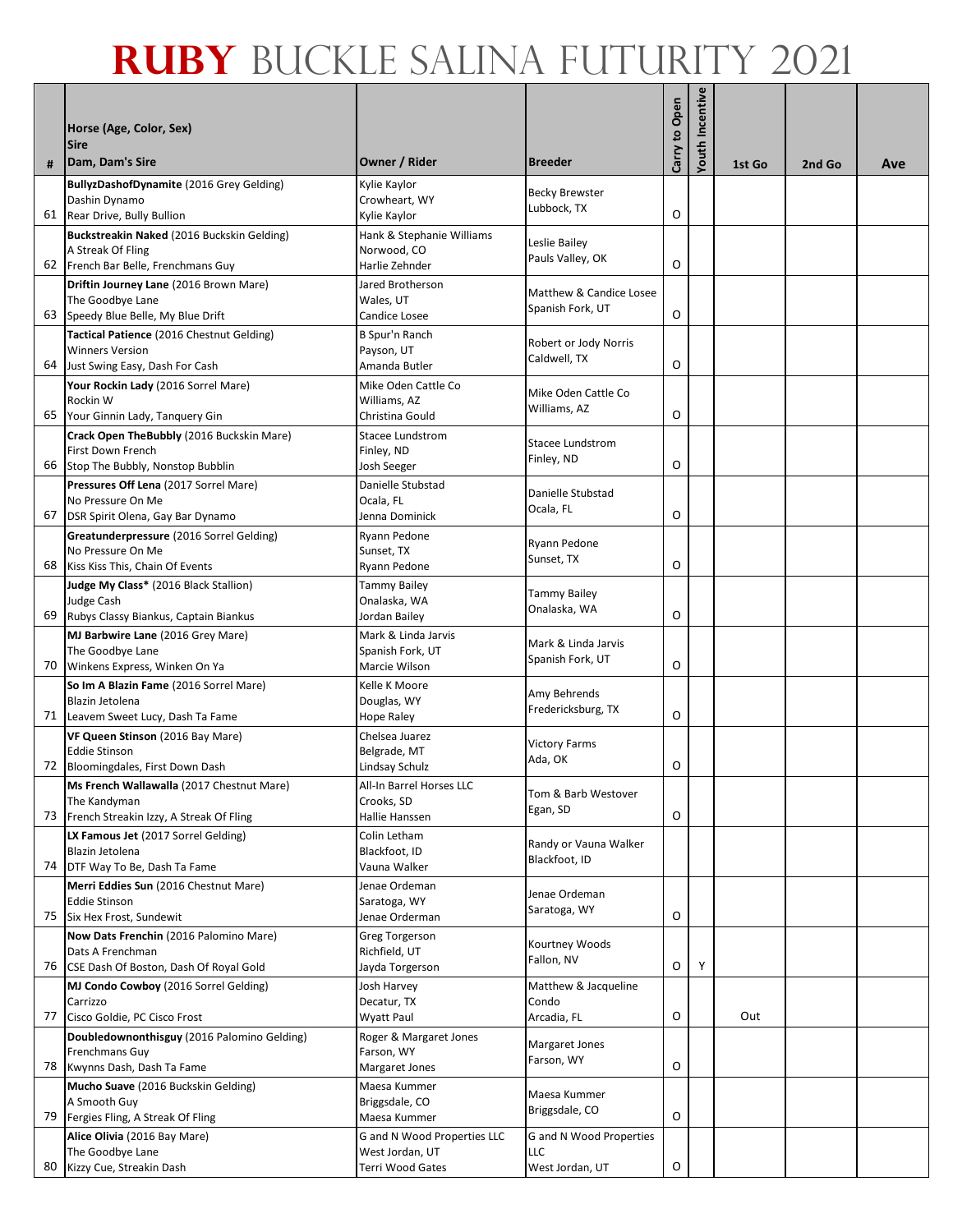# RUBY BUCKLE SALINA FUTURITY 2021

| # | Horse (Age, Color, Sex)<br>Sire<br>Dam, Dam's Sire | Owner / Rider | Breeder | Carry to Open | Youth Incentive | 1st Go | 2nd Go | Ave |
|---|---|---|---|---|---|---|---|---|
| 61 | **BullyzDashofDynamite** (2016 Grey Gelding)<br>Dashin Dynamo<br>Rear Drive, Bully Bullion | Kylie Kaylor<br>Crowheart, WY<br>Kylie Kaylor | Becky Brewster<br>Lubbock, TX | O | | | | |
| 62 | **Buckstreakin Naked** (2016 Buckskin Gelding)<br>A Streak Of Fling<br>French Bar Belle, Frenchmans Guy | Hank & Stephanie Williams<br>Norwood, CO<br>Harlie Zehnder | Leslie Bailey<br>Pauls Valley, OK | O | | | | |
| 63 | **Driftin Journey Lane** (2016 Brown Mare)<br>The Goodbye Lane<br>Speedy Blue Belle, My Blue Drift | Jared Brotherson<br>Wales, UT<br>Candice Losee | Matthew & Candice Losee<br>Spanish Fork, UT | O | | | | |
| 64 | **Tactical Patience** (2016 Chestnut Gelding)<br>Winners Version<br>Just Swing Easy, Dash For Cash | B Spur'n Ranch<br>Payson, UT<br>Amanda Butler | Robert or Jody Norris<br>Caldwell, TX | O | | | | |
| 65 | **Your Rockin Lady** (2016 Sorrel Mare)<br>Rockin W<br>Your Ginnin Lady, Tanquery Gin | Mike Oden Cattle Co<br>Williams, AZ<br>Christina Gould | Mike Oden Cattle Co<br>Williams, AZ | O | | | | |
| 66 | **Crack Open TheBubbly** (2016 Buckskin Mare)<br>First Down French<br>Stop The Bubbly, Nonstop Bubblin | Stacee Lundstrom<br>Finley, ND<br>Josh Seeger | Stacee Lundstrom<br>Finley, ND | O | | | | |
| 67 | **Pressures Off Lena** (2017 Sorrel Mare)<br>No Pressure On Me<br>DSR Spirit Olena, Gay Bar Dynamo | Danielle Stubstad<br>Ocala, FL<br>Jenna Dominick | Danielle Stubstad<br>Ocala, FL | O | | | | |
| 68 | **Greatunderpressure** (2016 Sorrel Gelding)<br>No Pressure On Me<br>Kiss Kiss This, Chain Of Events | Ryann Pedone<br>Sunset, TX<br>Ryann Pedone | Ryann Pedone<br>Sunset, TX | O | | | | |
| 69 | **Judge My Class*** (2016 Black Stallion)<br>Judge Cash<br>Rubys Classy Biankus, Captain Biankus | Tammy Bailey<br>Onalaska, WA<br>Jordan Bailey | Tammy Bailey<br>Onalaska, WA | O | | | | |
| 70 | **MJ Barbwire Lane** (2016 Grey Mare)<br>The Goodbye Lane<br>Winkens Express, Winken On Ya | Mark & Linda Jarvis<br>Spanish Fork, UT<br>Marcie Wilson | Mark & Linda Jarvis<br>Spanish Fork, UT | O | | | | |
| 71 | **So Im A Blazin Fame** (2016 Sorrel Mare)<br>Blazin Jetolena<br>Leavem Sweet Lucy, Dash Ta Fame | Kelle K Moore<br>Douglas, WY<br>Hope Raley | Amy Behrends<br>Fredericksburg, TX | O | | | | |
| 72 | **VF Queen Stinson** (2016 Bay Mare)<br>Eddie Stinson<br>Bloomingdales, First Down Dash | Chelsea Juarez<br>Belgrade, MT<br>Lindsay Schulz | Victory Farms<br>Ada, OK | O | | | | |
| 73 | **Ms French Wallawalla** (2017 Chestnut Mare)<br>The Kandyman<br>French Streakin Izzy, A Streak Of Fling | All-In Barrel Horses LLC<br>Crooks, SD<br>Hallie Hanssen | Tom & Barb Westover<br>Egan, SD | O | | | | |
| 74 | **LX Famous Jet** (2017 Sorrel Gelding)<br>Blazin Jetolena<br>DTF Way To Be, Dash Ta Fame | Colin Letham<br>Blackfoot, ID<br>Vauna Walker | Randy or Vauna Walker<br>Blackfoot, ID | | | | | |
| 75 | **Merri Eddies Sun** (2016 Chestnut Mare)<br>Eddie Stinson<br>Six Hex Frost, Sundewit | Jenae Ordeman<br>Saratoga, WY<br>Jenae Orderman | Jenae Ordeman<br>Saratoga, WY | O | | | | |
| 76 | **Now Dats Frenchin** (2016 Palomino Mare)<br>Dats A Frenchman<br>CSE Dash Of Boston, Dash Of Royal Gold | Greg Torgerson<br>Richfield, UT<br>Jayda Torgerson | Kourtney Woods<br>Fallon, NV | O | Y | | | |
| 77 | **MJ Condo Cowboy** (2016 Sorrel Gelding)<br>Carrizzo<br>Cisco Goldie, PC Cisco Frost | Josh Harvey<br>Decatur, TX<br>Wyatt Paul | Matthew & Jacqueline Condo<br>Arcadia, FL | O | | Out | | |
| 78 | **Doubledownonthisguy** (2016 Palomino Gelding)<br>Frenchmans Guy<br>Kwynns Dash, Dash Ta Fame | Roger & Margaret Jones<br>Farson, WY<br>Margaret Jones | Margaret Jones<br>Farson, WY | O | | | | |
| 79 | **Mucho Suave** (2016 Buckskin Gelding)<br>A Smooth Guy<br>Fergies Fling, A Streak Of Fling | Maesa Kummer<br>Briggsdale, CO<br>Maesa Kummer | Maesa Kummer<br>Briggsdale, CO | O | | | | |
| 80 | **Alice Olivia** (2016 Bay Mare)<br>The Goodbye Lane<br>Kizzy Cue, Streakin Dash | G and N Wood Properties LLC<br>West Jordan, UT<br>Terri Wood Gates | G and N Wood Properties LLC<br>West Jordan, UT | O | | | | |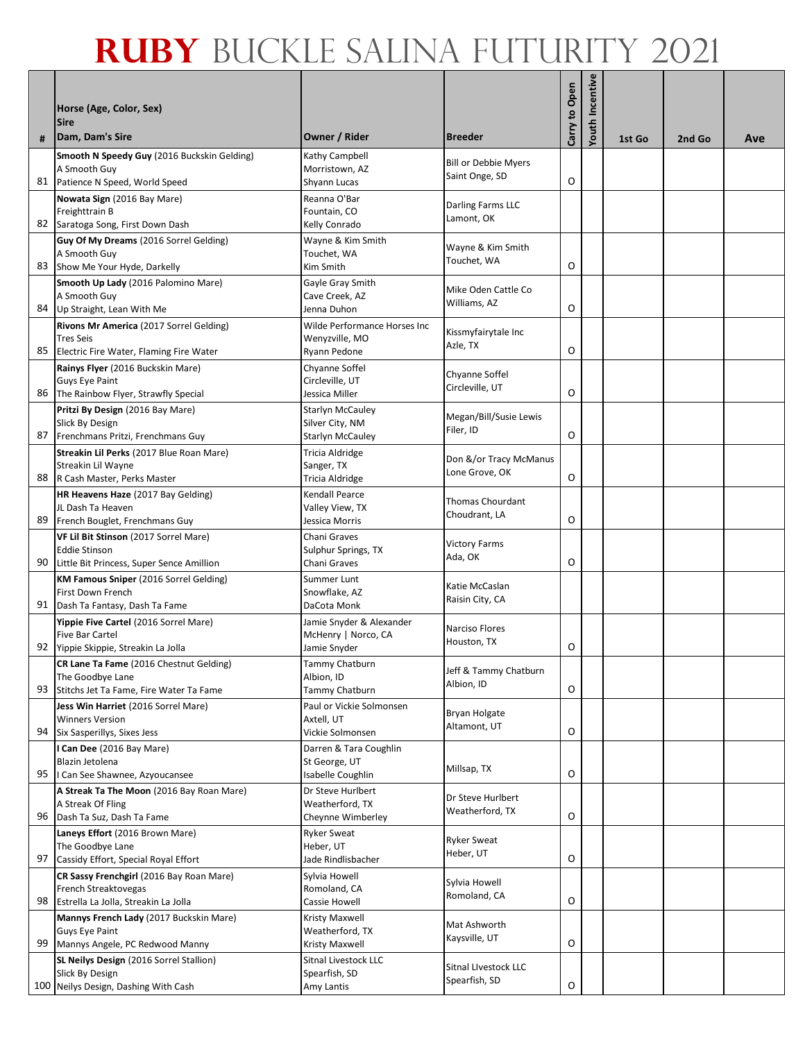# RUBY BUCKLE SALINA FUTURITY 2021

| # | Horse (Age, Color, Sex)<br>Sire<br>Dam, Dam's Sire | Owner / Rider | Breeder | Carry to Open | Youth Incentive | 1st Go | 2nd Go | Ave |
|---|---|---|---|---|---|---|---|---|
| 81 | **Smooth N Speedy Guy** (2016 Buckskin Gelding)<br>A Smooth Guy<br>Patience N Speed, World Speed | Kathy Campbell<br>Morristown, AZ<br>Shyann Lucas | Bill or Debbie Myers<br>Saint Onge, SD | O | | | | |
| 82 | **Nowata Sign** (2016 Bay Mare)<br>Freighttrain B<br>Saratoga Song, First Down Dash | Reanna O'Bar<br>Fountain, CO<br>Kelly Conrado | Darling Farms LLC<br>Lamont, OK | | | | | |
| 83 | **Guy Of My Dreams** (2016 Sorrel Gelding)<br>A Smooth Guy<br>Show Me Your Hyde, Darkelly | Wayne & Kim Smith<br>Touchet, WA<br>Kim Smith | Wayne & Kim Smith<br>Touchet, WA | O | | | | |
| 84 | **Smooth Up Lady** (2016 Palomino Mare)<br>A Smooth Guy<br>Up Straight, Lean With Me | Gayle Gray Smith<br>Cave Creek, AZ<br>Jenna Duhon | Mike Oden Cattle Co<br>Williams, AZ | O | | | | |
| 85 | **Rivons Mr America** (2017 Sorrel Gelding)<br>Tres Seis<br>Electric Fire Water, Flaming Fire Water | Wilde Performance Horses Inc<br>Wenyzville, MO<br>Ryann Pedone | Kissmyfairytale Inc<br>Azle, TX | O | | | | |
| 86 | **Rainys Flyer** (2016 Buckskin Mare)<br>Guys Eye Paint<br>The Rainbow Flyer, Strawfly Special | Chyanne Soffel<br>Circleville, UT<br>Jessica Miller | Chyanne Soffel<br>Circleville, UT | O | | | | |
| 87 | **Pritzi By Design** (2016 Bay Mare)<br>Slick By Design<br>Frenchmans Pritzi, Frenchmans Guy | Starlyn McCauley<br>Silver City, NM<br>Starlyn McCauley | Megan/Bill/Susie Lewis<br>Filer, ID | O | | | | |
| 88 | **Streakin Lil Perks** (2017 Blue Roan Mare)<br>Streakin Lil Wayne<br>R Cash Master, Perks Master | Tricia Aldridge<br>Sanger, TX<br>Tricia Aldridge | Don &/or Tracy McManus<br>Lone Grove, OK | O | | | | |
| 89 | **HR Heavens Haze** (2017 Bay Gelding)<br>JL Dash Ta Heaven<br>French Bouglet, Frenchmans Guy | Kendall Pearce<br>Valley View, TX<br>Jessica Morris | Thomas Chourdant<br>Choudrant, LA | O | | | | |
| 90 | **VF Lil Bit Stinson** (2017 Sorrel Mare)<br>Eddie Stinson<br>Little Bit Princess, Super Sence Amillion | Chani Graves<br>Sulphur Springs, TX<br>Chani Graves | Victory Farms<br>Ada, OK | O | | | | |
| 91 | **KM Famous Sniper** (2016 Sorrel Gelding)<br>First Down French<br>Dash Ta Fantasy, Dash Ta Fame | Summer Lunt<br>Snowflake, AZ<br>DaCota Monk | Katie McCaslan<br>Raisin City, CA | | | | | |
| 92 | **Yippie Five Cartel** (2016 Sorrel Mare)<br>Five Bar Cartel<br>Yippie Skippie, Streakin La Jolla | Jamie Snyder & Alexander McHenry \| Norco, CA<br>Jamie Snyder | Narciso Flores<br>Houston, TX | O | | | | |
| 93 | **CR Lane Ta Fame** (2016 Chestnut Gelding)<br>The Goodbye Lane<br>Stitchs Jet Ta Fame, Fire Water Ta Fame | Tammy Chatburn<br>Albion, ID<br>Tammy Chatburn | Jeff & Tammy Chatburn<br>Albion, ID | O | | | | |
| 94 | **Jess Win Harriet** (2016 Sorrel Mare)<br>Winners Version<br>Six Sasperillys, Sixes Jess | Paul or Vickie Solmonsen<br>Axtell, UT<br>Vickie Solmonsen | Bryan Holgate<br>Altamont, UT | O | | | | |
| 95 | **I Can Dee** (2016 Bay Mare)<br>Blazin Jetolena<br>I Can See Shawnee, Azyoucansee | Darren & Tara Coughlin<br>St George, UT<br>Isabelle Coughlin | Millsap, TX | O | | | | |
| 96 | **A Streak Ta The Moon** (2016 Bay Roan Mare)<br>A Streak Of Fling<br>Dash Ta Suz, Dash Ta Fame | Dr Steve Hurlbert<br>Weatherford, TX<br>Cheynne Wimberley | Dr Steve Hurlbert<br>Weatherford, TX | O | | | | |
| 97 | **Laneys Effort** (2016 Brown Mare)<br>The Goodbye Lane<br>Cassidy Effort, Special Royal Effort | Ryker Sweat<br>Heber, UT<br>Jade Rindlisbacher | Ryker Sweat<br>Heber, UT | O | | | | |
| 98 | **CR Sassy Frenchgirl** (2016 Bay Roan Mare)<br>French Streaktovegas<br>Estrella La Jolla, Streakin La Jolla | Sylvia Howell<br>Romoland, CA<br>Cassie Howell | Sylvia Howell<br>Romoland, CA | O | | | | |
| 99 | **Mannys French Lady** (2017 Buckskin Mare)<br>Guys Eye Paint<br>Mannys Angele, PC Redwood Manny | Kristy Maxwell<br>Weatherford, TX<br>Kristy Maxwell | Mat Ashworth<br>Kaysville, UT | O | | | | |
| 100 | **SL Neilys Design** (2016 Sorrel Stallion)<br>Slick By Design<br>Neilys Design, Dashing With Cash | Sitnal Livestock LLC<br>Spearfish, SD<br>Amy Lantis | Sitnal LIvestock LLC<br>Spearfish, SD | O | | | | |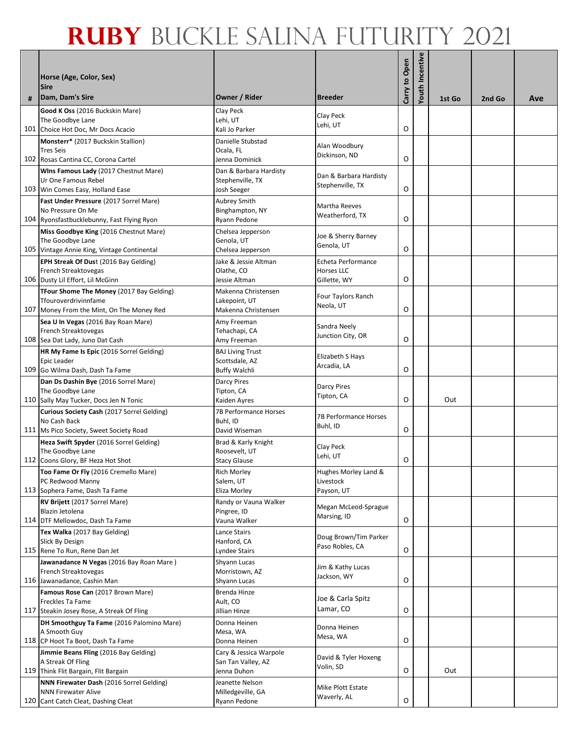# RUBY BUCKLE SALINA FUTURITY 2021

| # | Horse (Age, Color, Sex)<br>Sire<br>Dam, Dam's Sire | Owner / Rider | Breeder | Carry to Open | Youth Incentive | 1st Go | 2nd Go | Ave |
|---|---|---|---|---|---|---|---|---|
| 101 | **Good K Oss** (2016 Buckskin Mare)<br>The Goodbye Lane<br>Choice Hot Doc, Mr Docs Acacio | Clay Peck<br>Lehi, UT<br>Kali Jo Parker | Clay Peck<br>Lehi, UT | O | | | | |
| 102 | **Monsterr*** (2017 Buckskin Stallion)<br>Tres Seis<br>Rosas Cantina CC, Corona Cartel | Danielle Stubstad<br>Ocala, FL<br>Jenna Dominick | Alan Woodbury<br>Dickinson, ND | O | | | | |
| 103 | **WIns Famous Lady** (2017 Chestnut Mare)<br>Ur One Famous Rebel<br>Win Comes Easy, Holland Ease | Dan & Barbara Hardisty<br>Stephenville, TX<br>Josh Seeger | Dan & Barbara Hardisty<br>Stephenville, TX | O | | | | |
| 104 | **Fast Under Pressure** (2017 Sorrel Mare)<br>No Pressure On Me<br>Ryonsfastbucklebunny, Fast Flying Ryon | Aubrey Smith<br>Binghampton, NY<br>Ryann Pedone | Martha Reeves<br>Weatherford, TX | O | | | | |
| 105 | **Miss Goodbye King** (2016 Chestnut Mare)<br>The Goodbye Lane<br>Vintage Annie King, Vintage Continental | Chelsea Jepperson<br>Genola, UT<br>Chelsea Jepperson | Joe & Sherry Barney<br>Genola, UT | O | | | | |
| 106 | **EPH Streak Of Dust** (2016 Bay Gelding)<br>French Streaktovegas<br>Dusty Lil Effort, Lil McGinn | Jake & Jessie Altman<br>Olathe, CO<br>Jessie Altman | Echeta Performance Horses LLC<br>Gillette, WY | O | | | | |
| 107 | **TFour Shome The Money** (2017 Bay Gelding)<br>Tfouroverdrivinnfame<br>Money From the Mint, On The Money Red | Makenna Christensen<br>Lakepoint, UT<br>Makenna Christensen | Four Taylors Ranch<br>Neola, UT | O | | | | |
| 108 | **Sea U In Vegas** (2016 Bay Roan Mare)<br>French Streaktovegas<br>Sea Dat Lady, Juno Dat Cash | Amy Freeman<br>Tehachapi, CA<br>Amy Freeman | Sandra Neely<br>Junction City, OR | O | | | | |
| 109 | **HR My Fame Is Epic** (2016 Sorrel Gelding)<br>Epic Leader<br>Go Wilma Dash, Dash Ta Fame | BAJ Living Trust<br>Scottsdale, AZ<br>Buffy Walchli | Elizabeth S Hays<br>Arcadia, LA | O | | | | |
| 110 | **Dan Ds Dashin Bye** (2016 Sorrel Mare)<br>The Goodbye Lane<br>Sally May Tucker, Docs Jen N Tonic | Darcy Pires<br>Tipton, CA<br>Kaiden Ayres | Darcy Pires<br>Tipton, CA | O | | Out | | |
| 111 | **Curious Society Cash** (2017 Sorrel Gelding)<br>No Cash Back<br>Ms Pico Society, Sweet Society Road | 7B Performance Horses<br>Buhl, ID<br>David Wiseman | 7B Performance Horses<br>Buhl, ID | O | | | | |
| 112 | **Heza Swift Spyder** (2016 Sorrel Gelding)<br>The Goodbye Lane<br>Coons Glory, BF Heza Hot Shot | Brad & Karly Knight<br>Roosevelt, UT<br>Stacy Glause | Clay Peck<br>Lehi, UT | O | | | | |
| 113 | **Too Fame Or Fly** (2016 Cremello Mare)<br>PC Redwood Manny<br>Sophera Fame, Dash Ta Fame | Rich Morley<br>Salem, UT<br>Eliza Morley | Hughes Morley Land & Livestock<br>Payson, UT | | | | | |
| 114 | **RV Brijett** (2017 Sorrel Mare)<br>Blazin Jetolena<br>DTF Mellowdoc, Dash Ta Fame | Randy or Vauna Walker<br>Pingree, ID<br>Vauna Walker | Megan McLeod-Sprague<br>Marsing, ID | O | | | | |
| 115 | **Tex Walka** (2017 Bay Gelding)<br>Slick By Design<br>Rene To Run, Rene Dan Jet | Lance Stairs<br>Hanford, CA<br>Lyndee Stairs | Doug Brown/Tim Parker<br>Paso Robles, CA | O | | | | |
| 116 | **Jawanadance N Vegas** (2016 Bay Roan Mare )<br>French Streaktovegas<br>Jawanadance, Cashin Man | Shyann Lucas<br>Morristown, AZ<br>Shyann Lucas | Jim & Kathy Lucas<br>Jackson, WY | O | | | | |
| 117 | **Famous Rose Can** (2017 Brown Mare)<br>Freckles Ta Fame<br>Steakin Josey Rose, A Streak Of Fling | Brenda Hinze<br>Ault, CO<br>Jillian Hinze | Joe & Carla Spitz<br>Lamar, CO | O | | | | |
| 118 | **DH Smoothguy Ta Fame** (2016 Palomino Mare)<br>A Smooth Guy<br>CP Hoot Ta Boot, Dash Ta Fame | Donna Heinen<br>Mesa, WA<br>Donna Heinen | Donna Heinen<br>Mesa, WA | O | | | | |
| 119 | **Jimmie Beans Fling** (2016 Bay Gelding)<br>A Streak Of Fling<br>Think Flit Bargain, Flit Bargain | Cary & Jessica Warpole<br>San Tan Valley, AZ<br>Jenna Duhon | David & Tyler Hoxeng<br>Volin, SD | O | | Out | | |
| 120 | **NNN Firewater Dash** (2016 Sorrel Gelding)<br>NNN Firewater Alive<br>Cant Catch Cleat, Dashing Cleat | Jeanette Nelson<br>Milledgeville, GA<br>Ryann Pedone | Mike Plott Estate<br>Waverly, AL | O | | | | |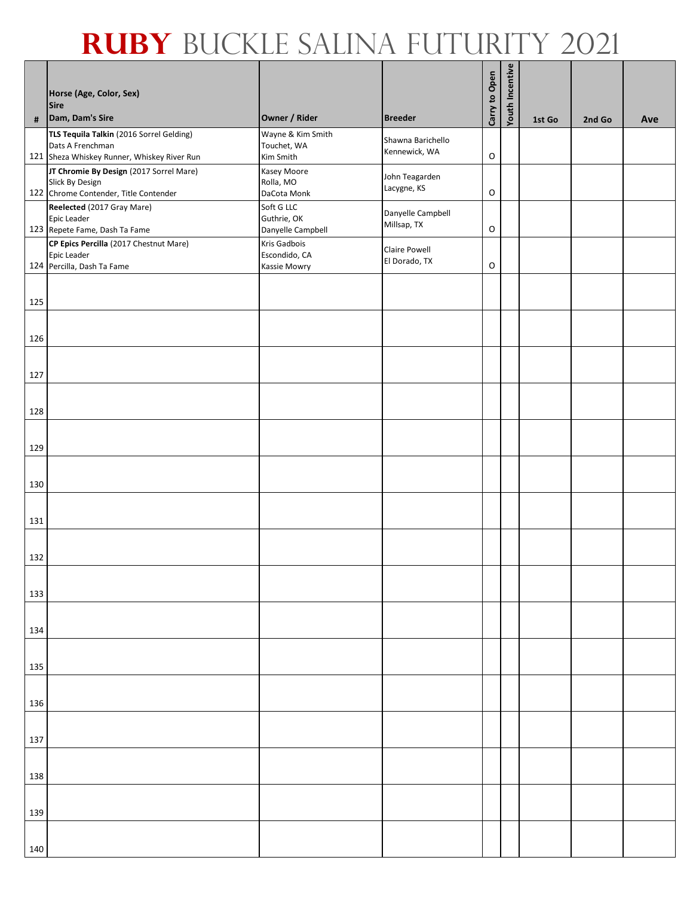# RUBY BUCKLE SALINA FUTURITY 2021

| # | Horse (Age, Color, Sex)<br>Sire<br>Dam, Dam's Sire | Owner / Rider | Breeder | Carry to Open | Youth Incentive | 1st Go | 2nd Go | Ave |
|---|---|---|---|---|---|---|---|---|
| 121 | **TLS Tequila Talkin** (2016 Sorrel Gelding)<br>Dats A Frenchman<br>Sheza Whiskey Runner, Whiskey River Run | Wayne & Kim Smith<br>Touchet, WA<br>Kim Smith | Shawna Barichello<br>Kennewick, WA | O | | | | |
| 122 | **JT Chromie By Design** (2017 Sorrel Mare)<br>Slick By Design<br>Chrome Contender, Title Contender | Kasey Moore<br>Rolla, MO<br>DaCota Monk | John Teagarden<br>Lacygne, KS | O | | | | |
| 123 | **Reelected** (2017 Gray Mare)<br>Epic Leader<br>Repete Fame, Dash Ta Fame | Soft G LLC<br>Guthrie, OK<br>Danyelle Campbell | Danyelle Campbell<br>Millsap, TX | O | | | | |
| 124 | **CP Epics Percilla** (2017 Chestnut Mare)<br>Epic Leader<br>Percilla, Dash Ta Fame | Kris Gadbois<br>Escondido, CA<br>Kassie Mowry | Claire Powell<br>El Dorado, TX | O | | | | |
| 125 | | | | | | | | |
| 126 | | | | | | | | |
| 127 | | | | | | | | |
| 128 | | | | | | | | |
| 129 | | | | | | | | |
| 130 | | | | | | | | |
| 131 | | | | | | | | |
| 132 | | | | | | | | |
| 133 | | | | | | | | |
| 134 | | | | | | | | |
| 135 | | | | | | | | |
| 136 | | | | | | | | |
| 137 | | | | | | | | |
| 138 | | | | | | | | |
| 139 | | | | | | | | |
| 140 | | | | | | | | |